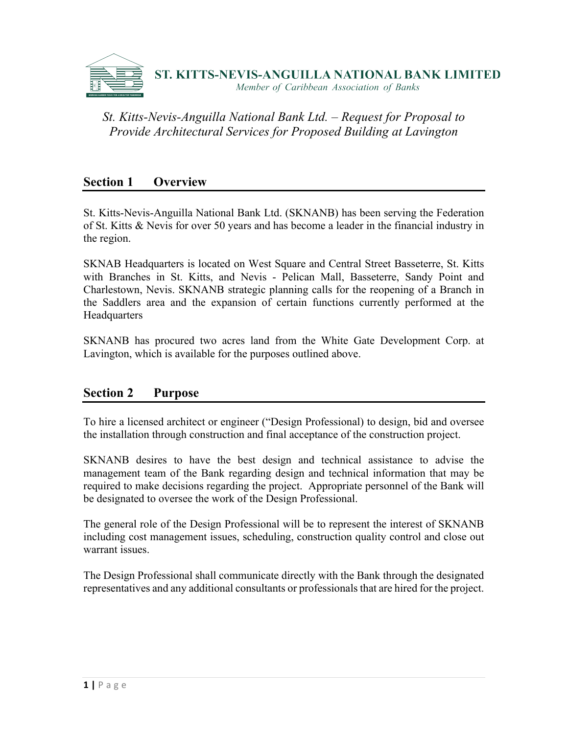**ST. KITTS-NEVIS-ANGUILLA NATIONAL BANK LIMITED**

*Member of Caribbean Association of Banks*

*St. Kitts-Nevis-Anguilla National Bank Ltd. – Request for Proposal to Provide Architectural Services for Proposed Building at Lavington*

## Section 1 Overview

St. Kitts-Nevis-Anguilla National Bank Ltd. (SKNANB) has been serving the Federation of St. Kitts & Nevis for over 50 years and has become a leader in the financial industry in the region.

SKNAB Headquarters is located on West Square and Central Street Basseterre, St. Kitts with Branches in St. Kitts, and Nevis - Pelican Mall, Basseterre, Sandy Point and Charlestown, Nevis. SKNANB strategic planning calls for the reopening of a Branch in the Saddlers area and the expansion of certain functions currently performed at the Headquarters

SKNANB has procured two acres land from the White Gate Development Corp. at Lavington, which is available for the purposes outlined above.

## Section 2 Purpose

To hire a licensed architect or engineer ("Design Professional) to design, bid and oversee the installation through construction and final acceptance of the construction project.

SKNANB desires to have the best design and technical assistance to advise the management team of the Bank regarding design and technical information that may be required to make decisions regarding the project. Appropriate personnel of the Bank will be designated to oversee the work of the Design Professional.

The general role of the Design Professional will be to represent the interest of SKNANB including cost management issues, scheduling, construction quality control and close out warrant issues.

The Design Professional shall communicate directly with the Bank through the designated representatives and any additional consultants or professionals that are hired for the project.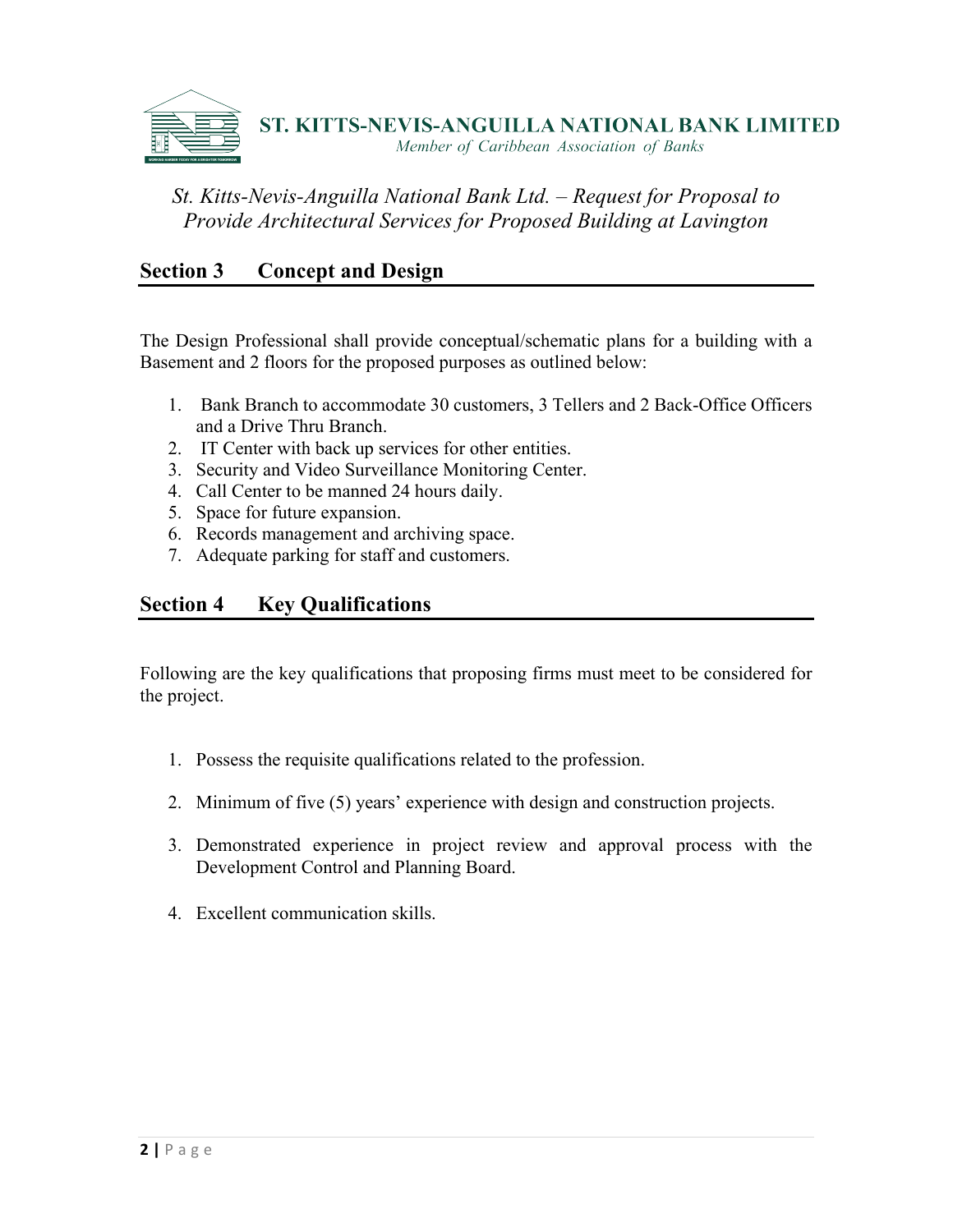## Section 3 Concept and Design

The Design Professional shall provide conceptual/schematic plans for a building with a Basement and 2 floors for the proposed purposes as outlined below:

1. Bank Branch to accommodate 30 customers, 3 Tellers and 2 Back-Office Officers and a Drive Thru Branch.
2. IT Center with back up services for other entities.
3. Security and Video Surveillance Monitoring Center.
4. Call Center to be manned 24 hours daily.
5. Space for future expansion.
6. Records management and archiving space.
7. Adequate parking for staff and customers.

## Section 4 Key Qualifications

Following are the key qualifications that proposing firms must meet to be considered for the project.

1. Possess the requisite qualifications related to the profession.
2. Minimum of five (5) years' experience with design and construction projects.
3. Demonstrated experience in project review and approval process with the Development Control and Planning Board.
4. Excellent communication skills.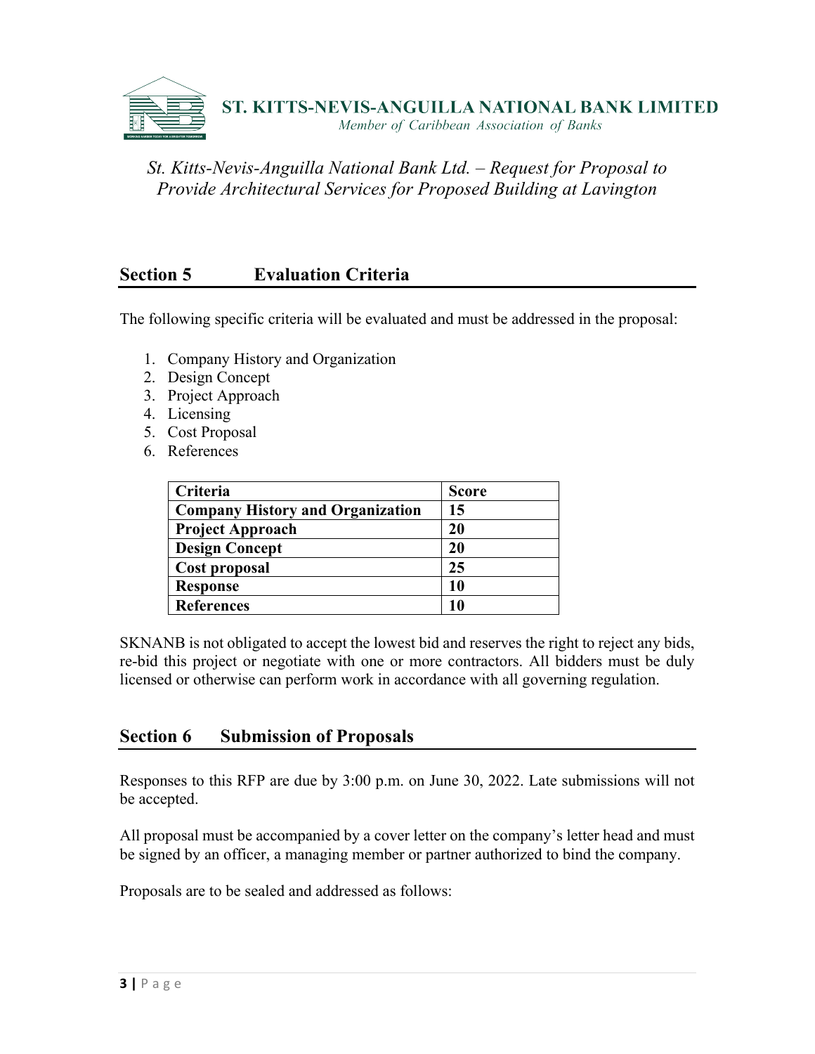**ST. KITTS-NEVIS-ANGUILLA NATIONAL BANK LIMITED**
*Member of Caribbean Association of Banks*

*St. Kitts-Nevis-Anguilla National Bank Ltd. – Request for Proposal to Provide Architectural Services for Proposed Building at Lavington*

## Section 5 Evaluation Criteria

The following specific criteria will be evaluated and must be addressed in the proposal:

1. Company History and Organization
2. Design Concept
3. Project Approach
4. Licensing
5. Cost Proposal
6. References

| Criteria | Score |
|---|---|
| Company History and Organization | 15 |
| Project Approach | 20 |
| Design Concept | 20 |
| Cost proposal | 25 |
| Response | 10 |
| References | 10 |

SKNANB is not obligated to accept the lowest bid and reserves the right to reject any bids, re-bid this project or negotiate with one or more contractors. All bidders must be duly licensed or otherwise can perform work in accordance with all governing regulation.

## Section 6 Submission of Proposals

Responses to this RFP are due by 3:00 p.m. on June 30, 2022. Late submissions will not be accepted.

All proposal must be accompanied by a cover letter on the company's letter head and must be signed by an officer, a managing member or partner authorized to bind the company.

Proposals are to be sealed and addressed as follows: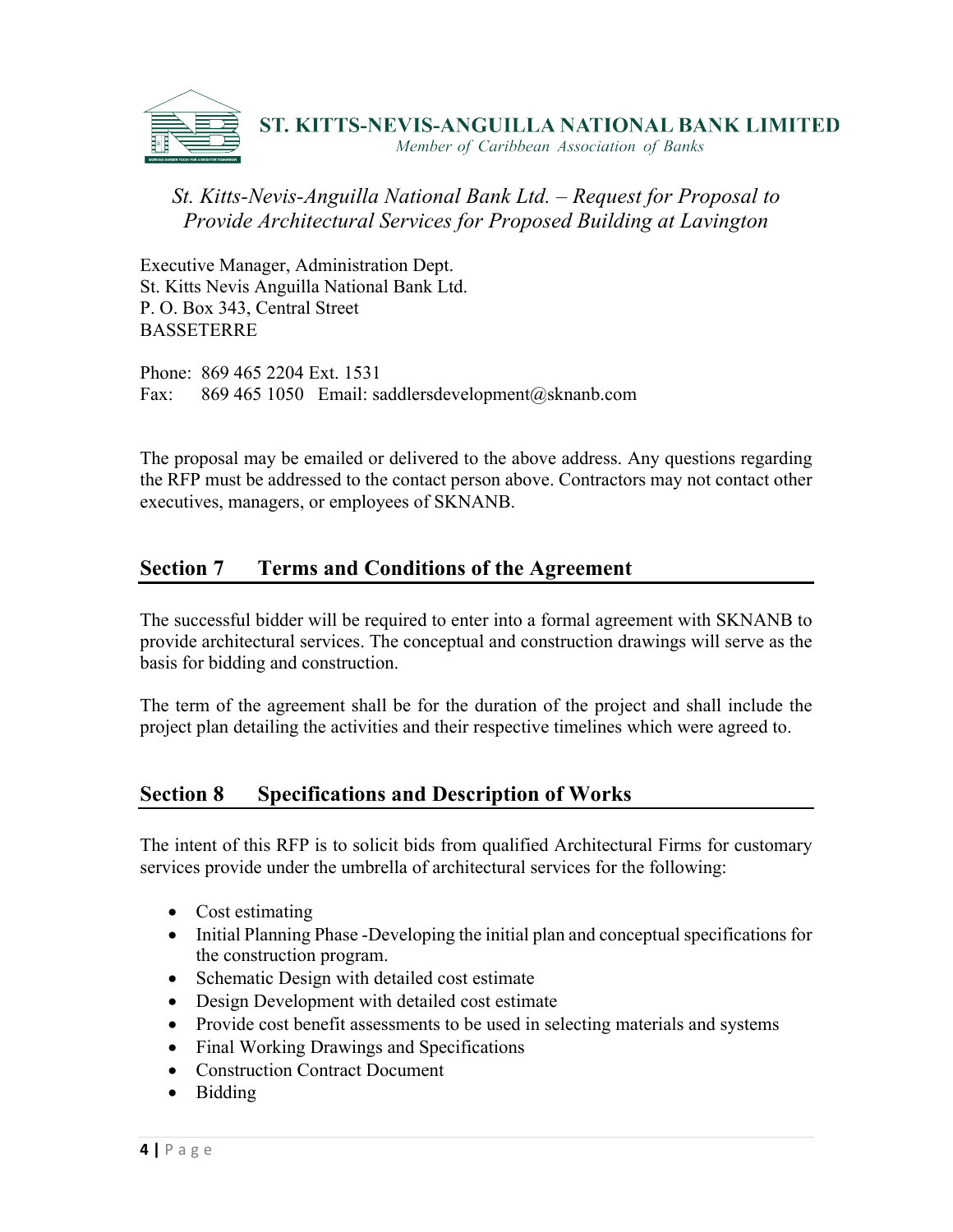**ST. KITTS-NEVIS-ANGUILLA NATIONAL BANK LIMITED**
*Member of Caribbean Association of Banks*

*St. Kitts-Nevis-Anguilla National Bank Ltd. – Request for Proposal to Provide Architectural Services for Proposed Building at Lavington*

Executive Manager, Administration Dept.
St. Kitts Nevis Anguilla National Bank Ltd.
P. O. Box 343, Central Street
BASSETERRE

Phone: 869 465 2204 Ext. 1531
Fax: 869 465 1050 Email: saddlersdevelopment@sknanb.com

The proposal may be emailed or delivered to the above address. Any questions regarding the RFP must be addressed to the contact person above. Contractors may not contact other executives, managers, or employees of SKNANB.

## Section 7 Terms and Conditions of the Agreement

The successful bidder will be required to enter into a formal agreement with SKNANB to provide architectural services. The conceptual and construction drawings will serve as the basis for bidding and construction.

The term of the agreement shall be for the duration of the project and shall include the project plan detailing the activities and their respective timelines which were agreed to.

## Section 8 Specifications and Description of Works

The intent of this RFP is to solicit bids from qualified Architectural Firms for customary services provide under the umbrella of architectural services for the following:

- Cost estimating
- Initial Planning Phase -Developing the initial plan and conceptual specifications for the construction program.
- Schematic Design with detailed cost estimate
- Design Development with detailed cost estimate
- Provide cost benefit assessments to be used in selecting materials and systems
- Final Working Drawings and Specifications
- Construction Contract Document
- Bidding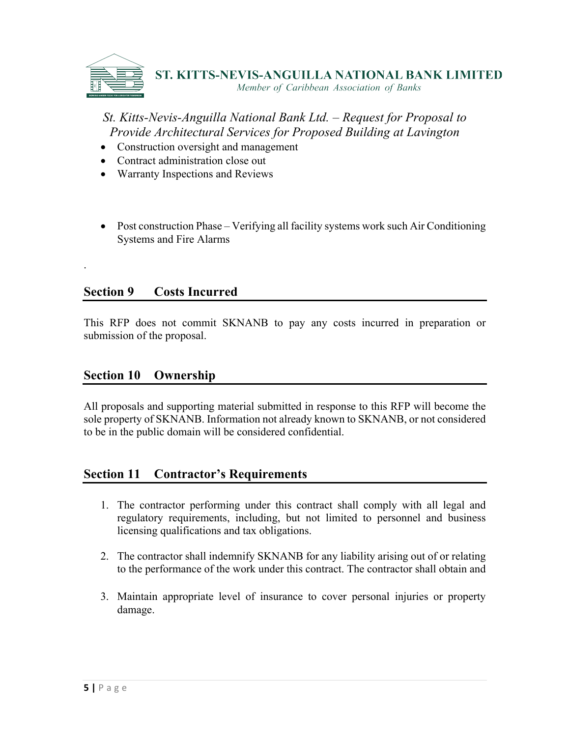- Construction oversight and management
- Contract administration close out
- Warranty Inspections and Reviews

- Post construction Phase – Verifying all facility systems work such Air Conditioning Systems and Fire Alarms

.

## Section 9 Costs Incurred

This RFP does not commit SKNANB to pay any costs incurred in preparation or submission of the proposal.

## Section 10 Ownership

All proposals and supporting material submitted in response to this RFP will become the sole property of SKNANB. Information not already known to SKNANB, or not considered to be in the public domain will be considered confidential.

## Section 11 Contractor's Requirements

1. The contractor performing under this contract shall comply with all legal and regulatory requirements, including, but not limited to personnel and business licensing qualifications and tax obligations.

2. The contractor shall indemnify SKNANB for any liability arising out of or relating to the performance of the work under this contract. The contractor shall obtain and

3. Maintain appropriate level of insurance to cover personal injuries or property damage.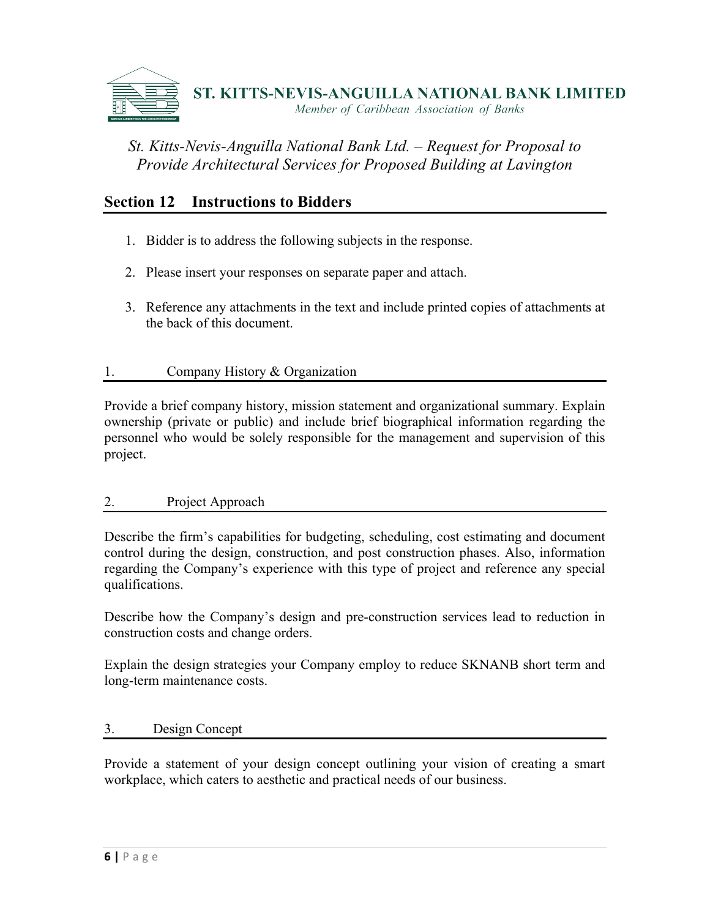*St. Kitts-Nevis-Anguilla National Bank Ltd. – Request for Proposal to Provide Architectural Services for Proposed Building at Lavington*

## Section 12 Instructions to Bidders

1. Bidder is to address the following subjects in the response.
2. Please insert your responses on separate paper and attach.
3. Reference any attachments in the text and include printed copies of attachments at the back of this document.

### 1. Company History & Organization

Provide a brief company history, mission statement and organizational summary. Explain ownership (private or public) and include brief biographical information regarding the personnel who would be solely responsible for the management and supervision of this project.

### 2. Project Approach

Describe the firm's capabilities for budgeting, scheduling, cost estimating and document control during the design, construction, and post construction phases. Also, information regarding the Company's experience with this type of project and reference any special qualifications.

Describe how the Company's design and pre-construction services lead to reduction in construction costs and change orders.

Explain the design strategies your Company employ to reduce SKNANB short term and long-term maintenance costs.

### 3. Design Concept

Provide a statement of your design concept outlining your vision of creating a smart workplace, which caters to aesthetic and practical needs of our business.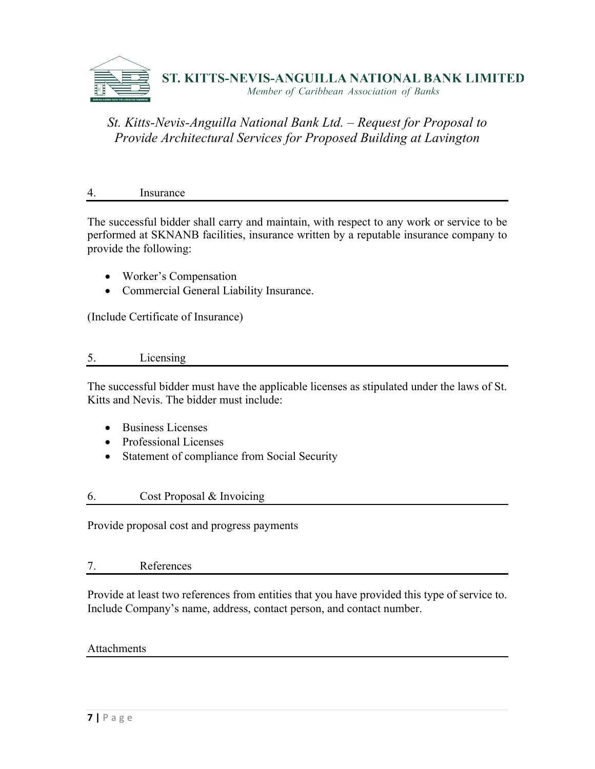## 4. Insurance

The successful bidder shall carry and maintain, with respect to any work or service to be performed at SKNANB facilities, insurance written by a reputable insurance company to provide the following:

- Worker's Compensation
- Commercial General Liability Insurance.

(Include Certificate of Insurance)

## 5. Licensing

The successful bidder must have the applicable licenses as stipulated under the laws of St. Kitts and Nevis. The bidder must include:

- Business Licenses
- Professional Licenses
- Statement of compliance from Social Security

## 6. Cost Proposal & Invoicing

Provide proposal cost and progress payments

## 7. References

Provide at least two references from entities that you have provided this type of service to. Include Company's name, address, contact person, and contact number.

## Attachments